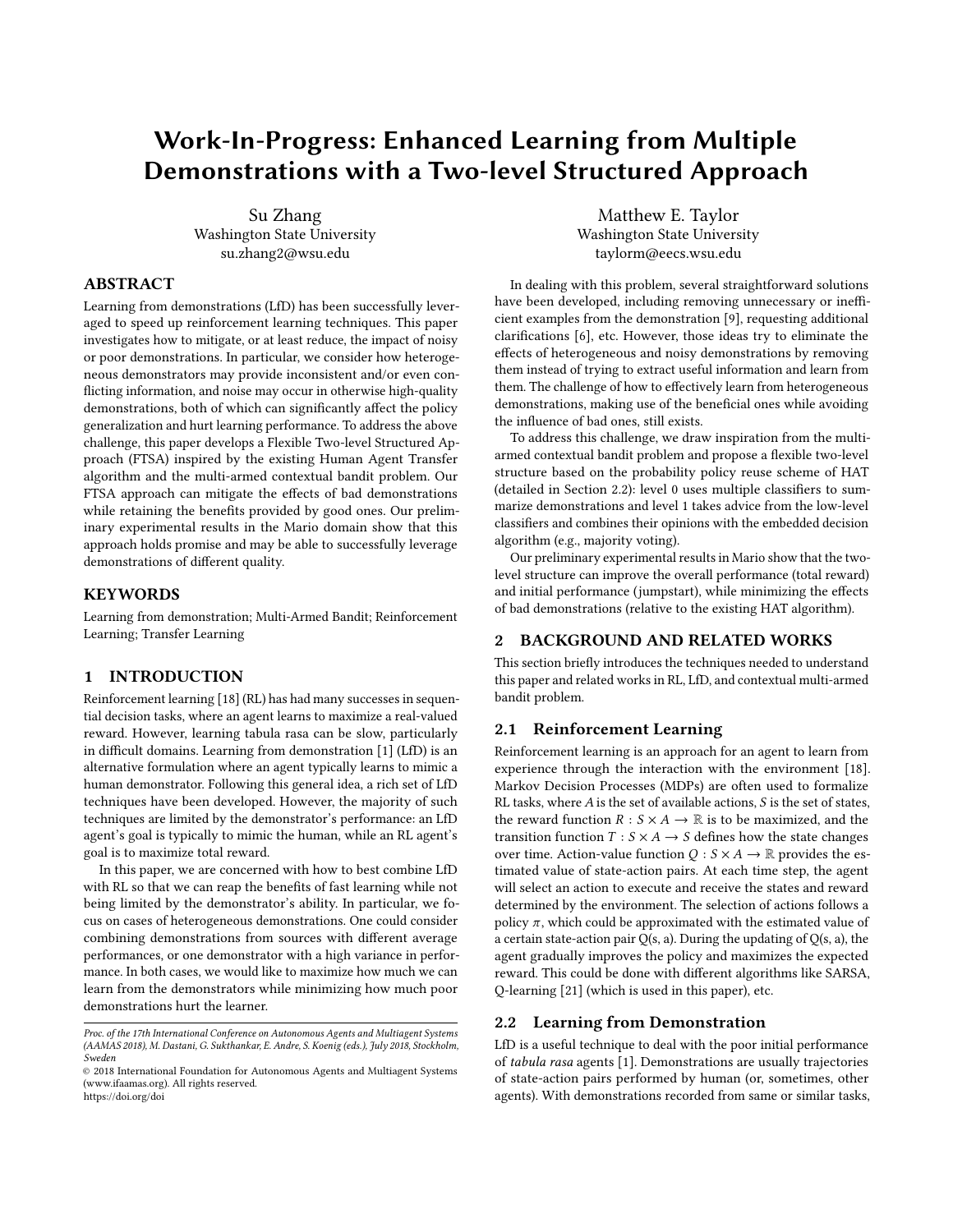# Work-In-Progress: Enhanced Learning from Multiple Demonstrations with a Two-level Structured Approach

Su Zhang
Washington State University
su.zhang2@wsu.edu

Matthew E. Taylor
Washington State University
taylorm@eecs.wsu.edu

## ABSTRACT

Learning from demonstrations (LfD) has been successfully leveraged to speed up reinforcement learning techniques. This paper investigates how to mitigate, or at least reduce, the impact of noisy or poor demonstrations. In particular, we consider how heterogeneous demonstrators may provide inconsistent and/or even conflicting information, and noise may occur in otherwise high-quality demonstrations, both of which can significantly affect the policy generalization and hurt learning performance. To address the above challenge, this paper develops a Flexible Two-level Structured Approach (FTSA) inspired by the existing Human Agent Transfer algorithm and the multi-armed contextual bandit problem. Our FTSA approach can mitigate the effects of bad demonstrations while retaining the benefits provided by good ones. Our preliminary experimental results in the Mario domain show that this approach holds promise and may be able to successfully leverage demonstrations of different quality.

## KEYWORDS

Learning from demonstration; Multi-Armed Bandit; Reinforcement Learning; Transfer Learning

## 1 INTRODUCTION

Reinforcement learning [18] (RL) has had many successes in sequential decision tasks, where an agent learns to maximize a real-valued reward. However, learning tabula rasa can be slow, particularly in difficult domains. Learning from demonstration [1] (LfD) is an alternative formulation where an agent typically learns to mimic a human demonstrator. Following this general idea, a rich set of LfD techniques have been developed. However, the majority of such techniques are limited by the demonstrator's performance: an LfD agent's goal is typically to mimic the human, while an RL agent's goal is to maximize total reward.

In this paper, we are concerned with how to best combine LfD with RL so that we can reap the benefits of fast learning while not being limited by the demonstrator's ability. In particular, we focus on cases of heterogeneous demonstrations. One could consider combining demonstrations from sources with different average performances, or one demonstrator with a high variance in performance. In both cases, we would like to maximize how much we can learn from the demonstrators while minimizing how much poor demonstrations hurt the learner.

*Proc. of the 17th International Conference on Autonomous Agents and Multiagent Systems (AAMAS 2018), M. Dastani, G. Sukthankar, E. Andre, S. Koenig (eds.), July 2018, Stockholm, Sweden*
© 2018 International Foundation for Autonomous Agents and Multiagent Systems (www.ifaamas.org). All rights reserved.
https://doi.org/doi

In dealing with this problem, several straightforward solutions have been developed, including removing unnecessary or inefficient examples from the demonstration [9], requesting additional clarifications [6], etc. However, those ideas try to eliminate the effects of heterogeneous and noisy demonstrations by removing them instead of trying to extract useful information and learn from them. The challenge of how to effectively learn from heterogeneous demonstrations, making use of the beneficial ones while avoiding the influence of bad ones, still exists.

To address this challenge, we draw inspiration from the multi-armed contextual bandit problem and propose a flexible two-level structure based on the probability policy reuse scheme of HAT (detailed in Section 2.2): level 0 uses multiple classifiers to summarize demonstrations and level 1 takes advice from the low-level classifiers and combines their opinions with the embedded decision algorithm (e.g., majority voting).

Our preliminary experimental results in Mario show that the two-level structure can improve the overall performance (total reward) and initial performance (jumpstart), while minimizing the effects of bad demonstrations (relative to the existing HAT algorithm).

## 2 BACKGROUND AND RELATED WORKS

This section briefly introduces the techniques needed to understand this paper and related works in RL, LfD, and contextual multi-armed bandit problem.

### 2.1 Reinforcement Learning

Reinforcement learning is an approach for an agent to learn from experience through the interaction with the environment [18]. Markov Decision Processes (MDPs) are often used to formalize RL tasks, where $A$ is the set of available actions, $S$ is the set of states, the reward function $R : S \times A \to \mathbb{R}$ is to be maximized, and the transition function $T : S \times A \to S$ defines how the state changes over time. Action-value function $Q : S \times A \to \mathbb{R}$ provides the estimated value of state-action pairs. At each time step, the agent will select an action to execute and receive the states and reward determined by the environment. The selection of actions follows a policy $\pi$, which could be approximated with the estimated value of a certain state-action pair Q(s, a). During the updating of Q(s, a), the agent gradually improves the policy and maximizes the expected reward. This could be done with different algorithms like SARSA, Q-learning [21] (which is used in this paper), etc.

### 2.2 Learning from Demonstration

LfD is a useful technique to deal with the poor initial performance of *tabula rasa* agents [1]. Demonstrations are usually trajectories of state-action pairs performed by human (or, sometimes, other agents). With demonstrations recorded from same or similar tasks,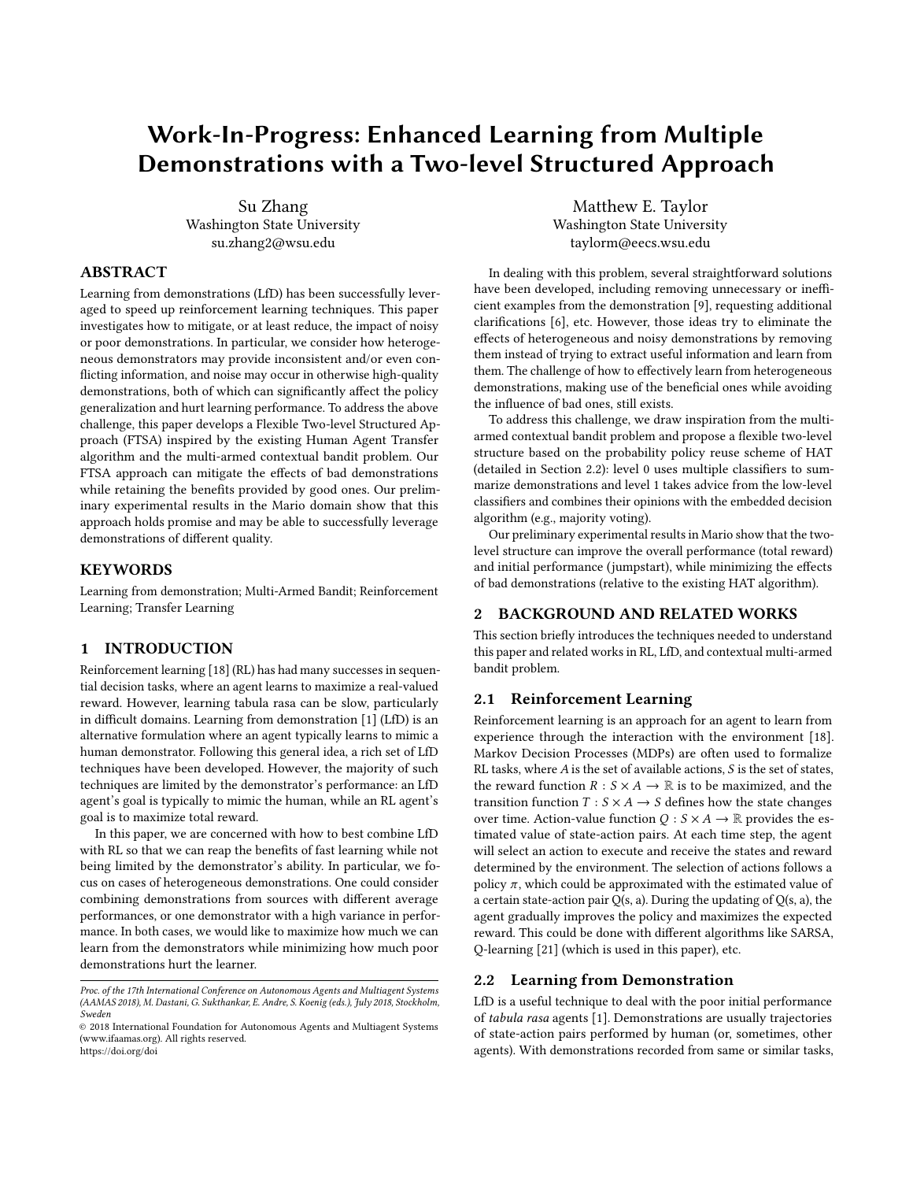# Work-In-Progress: Enhanced Learning from Multiple Demonstrations with a Two-level Structured Approach

Su Zhang
Washington State University
su.zhang2@wsu.edu

Matthew E. Taylor
Washington State University
taylorm@eecs.wsu.edu

## ABSTRACT

Learning from demonstrations (LfD) has been successfully leveraged to speed up reinforcement learning techniques. This paper investigates how to mitigate, or at least reduce, the impact of noisy or poor demonstrations. In particular, we consider how heterogeneous demonstrators may provide inconsistent and/or even conflicting information, and noise may occur in otherwise high-quality demonstrations, both of which can significantly affect the policy generalization and hurt learning performance. To address the above challenge, this paper develops a Flexible Two-level Structured Approach (FTSA) inspired by the existing Human Agent Transfer algorithm and the multi-armed contextual bandit problem. Our FTSA approach can mitigate the effects of bad demonstrations while retaining the benefits provided by good ones. Our preliminary experimental results in the Mario domain show that this approach holds promise and may be able to successfully leverage demonstrations of different quality.

## KEYWORDS

Learning from demonstration; Multi-Armed Bandit; Reinforcement Learning; Transfer Learning

## 1 INTRODUCTION

Reinforcement learning [18] (RL) has had many successes in sequential decision tasks, where an agent learns to maximize a real-valued reward. However, learning tabula rasa can be slow, particularly in difficult domains. Learning from demonstration [1] (LfD) is an alternative formulation where an agent typically learns to mimic a human demonstrator. Following this general idea, a rich set of LfD techniques have been developed. However, the majority of such techniques are limited by the demonstrator's performance: an LfD agent's goal is typically to mimic the human, while an RL agent's goal is to maximize total reward.

In this paper, we are concerned with how to best combine LfD with RL so that we can reap the benefits of fast learning while not being limited by the demonstrator's ability. In particular, we focus on cases of heterogeneous demonstrations. One could consider combining demonstrations from sources with different average performances, or one demonstrator with a high variance in performance. In both cases, we would like to maximize how much we can learn from the demonstrators while minimizing how much poor demonstrations hurt the learner.

In dealing with this problem, several straightforward solutions have been developed, including removing unnecessary or inefficient examples from the demonstration [9], requesting additional clarifications [6], etc. However, those ideas try to eliminate the effects of heterogeneous and noisy demonstrations by removing them instead of trying to extract useful information and learn from them. The challenge of how to effectively learn from heterogeneous demonstrations, making use of the beneficial ones while avoiding the influence of bad ones, still exists.

To address this challenge, we draw inspiration from the multi-armed contextual bandit problem and propose a flexible two-level structure based on the probability policy reuse scheme of HAT (detailed in Section 2.2): level 0 uses multiple classifiers to summarize demonstrations and level 1 takes advice from the low-level classifiers and combines their opinions with the embedded decision algorithm (e.g., majority voting).

Our preliminary experimental results in Mario show that the two-level structure can improve the overall performance (total reward) and initial performance (jumpstart), while minimizing the effects of bad demonstrations (relative to the existing HAT algorithm).

## 2 BACKGROUND AND RELATED WORKS

This section briefly introduces the techniques needed to understand this paper and related works in RL, LfD, and contextual multi-armed bandit problem.

### 2.1 Reinforcement Learning

Reinforcement learning is an approach for an agent to learn from experience through the interaction with the environment [18]. Markov Decision Processes (MDPs) are often used to formalize RL tasks, where $A$ is the set of available actions, $S$ is the set of states, the reward function $R : S \times A \rightarrow \mathbb{R}$ is to be maximized, and the transition function $T : S \times A \rightarrow S$ defines how the state changes over time. Action-value function $Q : S \times A \rightarrow \mathbb{R}$ provides the estimated value of state-action pairs. At each time step, the agent will select an action to execute and receive the states and reward determined by the environment. The selection of actions follows a policy $\pi$, which could be approximated with the estimated value of a certain state-action pair Q(s, a). During the updating of Q(s, a), the agent gradually improves the policy and maximizes the expected reward. This could be done with different algorithms like SARSA, Q-learning [21] (which is used in this paper), etc.

### 2.2 Learning from Demonstration

LfD is a useful technique to deal with the poor initial performance of *tabula rasa* agents [1]. Demonstrations are usually trajectories of state-action pairs performed by human (or, sometimes, other agents). With demonstrations recorded from same or similar tasks,

Proc. of the 17th International Conference on Autonomous Agents and Multiagent Systems (AAMAS 2018), M. Dastani, G. Sukthankar, E. Andre, S. Koenig (eds.), July 2018, Stockholm, Sweden
© 2018 International Foundation for Autonomous Agents and Multiagent Systems (www.ifaamas.org). All rights reserved.
https://doi.org/doi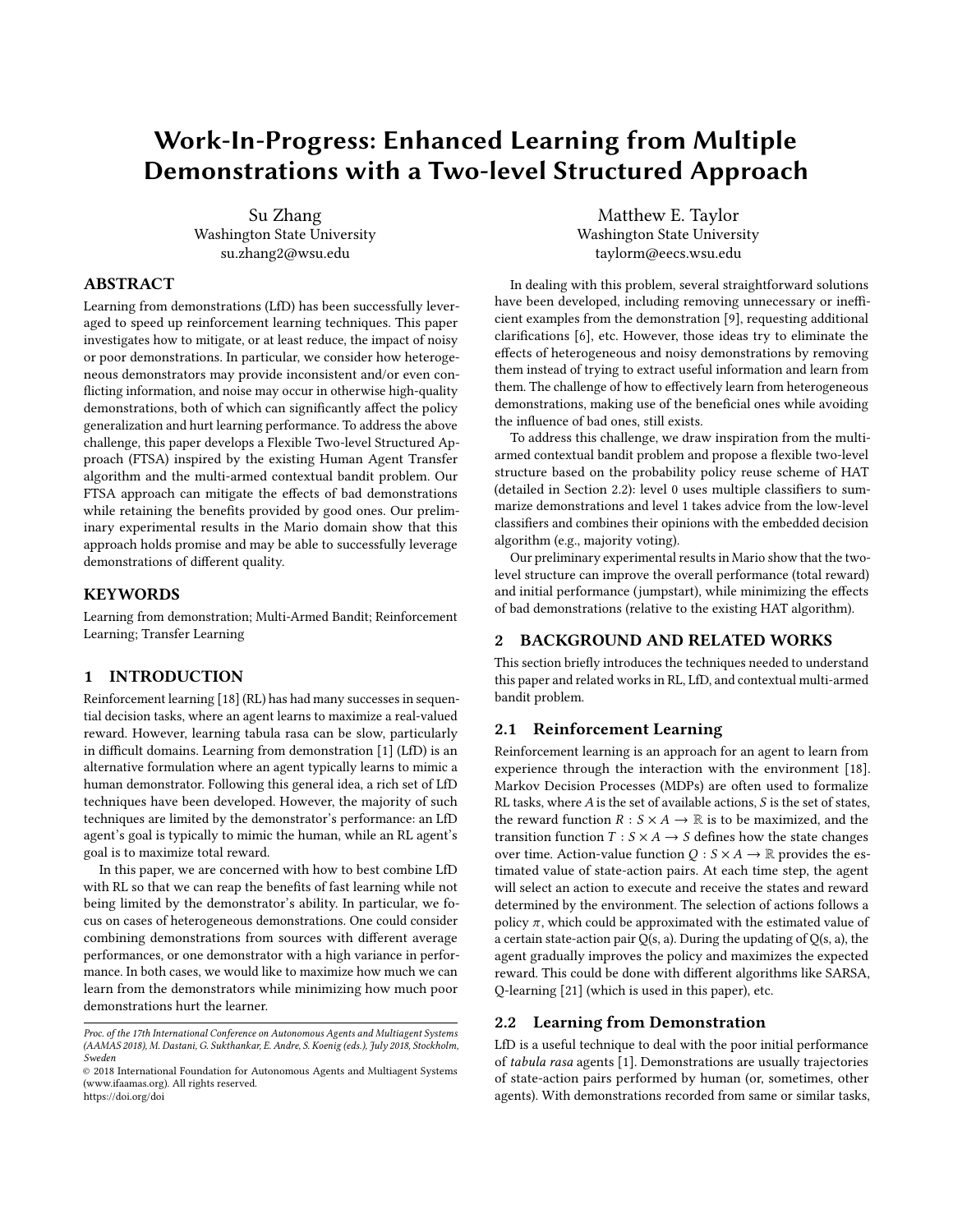# Work-In-Progress: Enhanced Learning from Multiple Demonstrations with a Two-level Structured Approach

Su Zhang
Washington State University
su.zhang2@wsu.edu

Matthew E. Taylor
Washington State University
taylorm@eecs.wsu.edu

## ABSTRACT

Learning from demonstrations (LfD) has been successfully leveraged to speed up reinforcement learning techniques. This paper investigates how to mitigate, or at least reduce, the impact of noisy or poor demonstrations. In particular, we consider how heterogeneous demonstrators may provide inconsistent and/or even conflicting information, and noise may occur in otherwise high-quality demonstrations, both of which can significantly affect the policy generalization and hurt learning performance. To address the above challenge, this paper develops a Flexible Two-level Structured Approach (FTSA) inspired by the existing Human Agent Transfer algorithm and the multi-armed contextual bandit problem. Our FTSA approach can mitigate the effects of bad demonstrations while retaining the benefits provided by good ones. Our preliminary experimental results in the Mario domain show that this approach holds promise and may be able to successfully leverage demonstrations of different quality.

## KEYWORDS

Learning from demonstration; Multi-Armed Bandit; Reinforcement Learning; Transfer Learning

## 1 INTRODUCTION

Reinforcement learning [18] (RL) has had many successes in sequential decision tasks, where an agent learns to maximize a real-valued reward. However, learning tabula rasa can be slow, particularly in difficult domains. Learning from demonstration [1] (LfD) is an alternative formulation where an agent typically learns to mimic a human demonstrator. Following this general idea, a rich set of LfD techniques have been developed. However, the majority of such techniques are limited by the demonstrator's performance: an LfD agent's goal is typically to mimic the human, while an RL agent's goal is to maximize total reward.

In this paper, we are concerned with how to best combine LfD with RL so that we can reap the benefits of fast learning while not being limited by the demonstrator's ability. In particular, we focus on cases of heterogeneous demonstrations. One could consider combining demonstrations from sources with different average performances, or one demonstrator with a high variance in performance. In both cases, we would like to maximize how much we can learn from the demonstrators while minimizing how much poor demonstrations hurt the learner.

*Proc. of the 17th International Conference on Autonomous Agents and Multiagent Systems (AAMAS 2018), M. Dastani, G. Sukthankar, E. Andre, S. Koenig (eds.), July 2018, Stockholm, Sweden*
© 2018 International Foundation for Autonomous Agents and Multiagent Systems (www.ifaamas.org). All rights reserved.
https://doi.org/doi

In dealing with this problem, several straightforward solutions have been developed, including removing unnecessary or inefficient examples from the demonstration [9], requesting additional clarifications [6], etc. However, those ideas try to eliminate the effects of heterogeneous and noisy demonstrations by removing them instead of trying to extract useful information and learn from them. The challenge of how to effectively learn from heterogeneous demonstrations, making use of the beneficial ones while avoiding the influence of bad ones, still exists.

To address this challenge, we draw inspiration from the multi-armed contextual bandit problem and propose a flexible two-level structure based on the probability policy reuse scheme of HAT (detailed in Section 2.2): level 0 uses multiple classifiers to summarize demonstrations and level 1 takes advice from the low-level classifiers and combines their opinions with the embedded decision algorithm (e.g., majority voting).

Our preliminary experimental results in Mario show that the two-level structure can improve the overall performance (total reward) and initial performance (jumpstart), while minimizing the effects of bad demonstrations (relative to the existing HAT algorithm).

## 2 BACKGROUND AND RELATED WORKS

This section briefly introduces the techniques needed to understand this paper and related works in RL, LfD, and contextual multi-armed bandit problem.

### 2.1 Reinforcement Learning

Reinforcement learning is an approach for an agent to learn from experience through the interaction with the environment [18]. Markov Decision Processes (MDPs) are often used to formalize RL tasks, where $A$ is the set of available actions, $S$ is the set of states, the reward function $R : S \times A \rightarrow \mathbb{R}$ is to be maximized, and the transition function $T : S \times A \rightarrow S$ defines how the state changes over time. Action-value function $Q : S \times A \rightarrow \mathbb{R}$ provides the estimated value of state-action pairs. At each time step, the agent will select an action to execute and receive the states and reward determined by the environment. The selection of actions follows a policy $\pi$, which could be approximated with the estimated value of a certain state-action pair Q(s, a). During the updating of Q(s, a), the agent gradually improves the policy and maximizes the expected reward. This could be done with different algorithms like SARSA, Q-learning [21] (which is used in this paper), etc.

### 2.2 Learning from Demonstration

LfD is a useful technique to deal with the poor initial performance of *tabula rasa* agents [1]. Demonstrations are usually trajectories of state-action pairs performed by human (or, sometimes, other agents). With demonstrations recorded from same or similar tasks,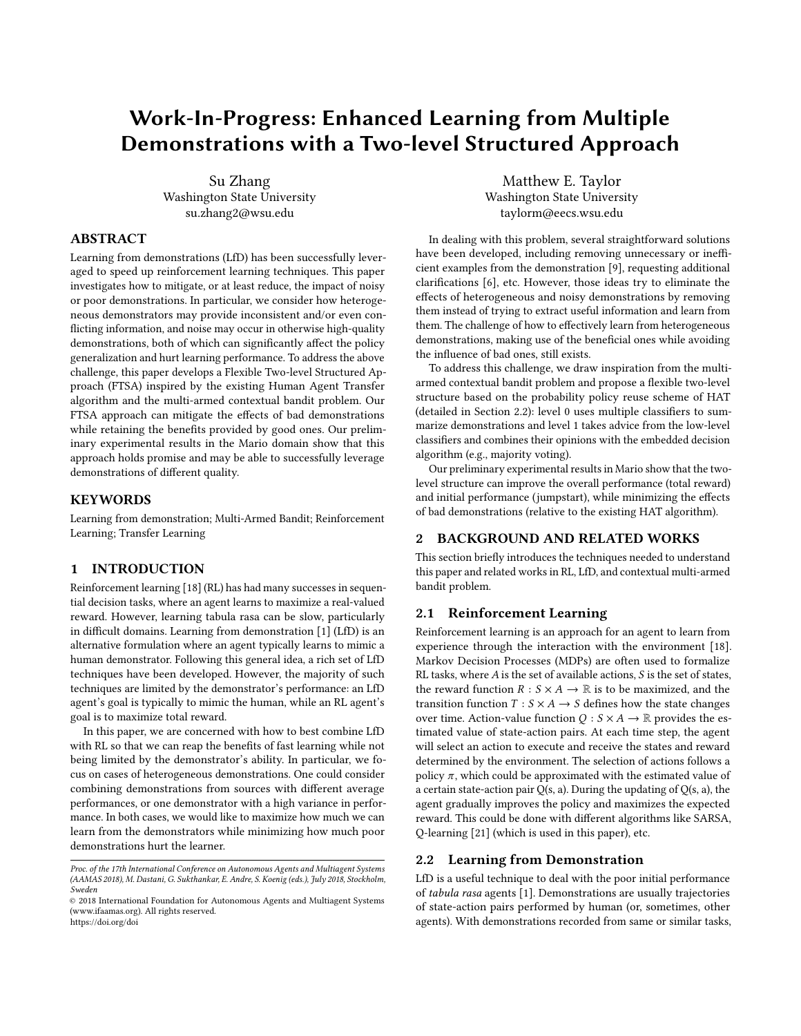# Work-In-Progress: Enhanced Learning from Multiple Demonstrations with a Two-level Structured Approach

Su Zhang
Washington State University
su.zhang2@wsu.edu

Matthew E. Taylor
Washington State University
taylorm@eecs.wsu.edu

## ABSTRACT

Learning from demonstrations (LfD) has been successfully leveraged to speed up reinforcement learning techniques. This paper investigates how to mitigate, or at least reduce, the impact of noisy or poor demonstrations. In particular, we consider how heterogeneous demonstrators may provide inconsistent and/or even conflicting information, and noise may occur in otherwise high-quality demonstrations, both of which can significantly affect the policy generalization and hurt learning performance. To address the above challenge, this paper develops a Flexible Two-level Structured Approach (FTSA) inspired by the existing Human Agent Transfer algorithm and the multi-armed contextual bandit problem. Our FTSA approach can mitigate the effects of bad demonstrations while retaining the benefits provided by good ones. Our preliminary experimental results in the Mario domain show that this approach holds promise and may be able to successfully leverage demonstrations of different quality.

## KEYWORDS

Learning from demonstration; Multi-Armed Bandit; Reinforcement Learning; Transfer Learning

## 1 INTRODUCTION

Reinforcement learning [18] (RL) has had many successes in sequential decision tasks, where an agent learns to maximize a real-valued reward. However, learning tabula rasa can be slow, particularly in difficult domains. Learning from demonstration [1] (LfD) is an alternative formulation where an agent typically learns to mimic a human demonstrator. Following this general idea, a rich set of LfD techniques have been developed. However, the majority of such techniques are limited by the demonstrator's performance: an LfD agent's goal is typically to mimic the human, while an RL agent's goal is to maximize total reward.

In this paper, we are concerned with how to best combine LfD with RL so that we can reap the benefits of fast learning while not being limited by the demonstrator's ability. In particular, we focus on cases of heterogeneous demonstrations. One could consider combining demonstrations from sources with different average performances, or one demonstrator with a high variance in performance. In both cases, we would like to maximize how much we can learn from the demonstrators while minimizing how much poor demonstrations hurt the learner.

*Proc. of the 17th International Conference on Autonomous Agents and Multiagent Systems (AAMAS 2018), M. Dastani, G. Sukthankar, E. Andre, S. Koenig (eds.), July 2018, Stockholm, Sweden*
© 2018 International Foundation for Autonomous Agents and Multiagent Systems (www.ifaamas.org). All rights reserved.
https://doi.org/doi

In dealing with this problem, several straightforward solutions have been developed, including removing unnecessary or inefficient examples from the demonstration [9], requesting additional clarifications [6], etc. However, those ideas try to eliminate the effects of heterogeneous and noisy demonstrations by removing them instead of trying to extract useful information and learn from them. The challenge of how to effectively learn from heterogeneous demonstrations, making use of the beneficial ones while avoiding the influence of bad ones, still exists.

To address this challenge, we draw inspiration from the multi-armed contextual bandit problem and propose a flexible two-level structure based on the probability policy reuse scheme of HAT (detailed in Section 2.2): level 0 uses multiple classifiers to summarize demonstrations and level 1 takes advice from the low-level classifiers and combines their opinions with the embedded decision algorithm (e.g., majority voting).

Our preliminary experimental results in Mario show that the two-level structure can improve the overall performance (total reward) and initial performance (jumpstart), while minimizing the effects of bad demonstrations (relative to the existing HAT algorithm).

## 2 BACKGROUND AND RELATED WORKS

This section briefly introduces the techniques needed to understand this paper and related works in RL, LfD, and contextual multi-armed bandit problem.

### 2.1 Reinforcement Learning

Reinforcement learning is an approach for an agent to learn from experience through the interaction with the environment [18]. Markov Decision Processes (MDPs) are often used to formalize RL tasks, where $A$ is the set of available actions, $S$ is the set of states, the reward function $R : S \times A \rightarrow \mathbb{R}$ is to be maximized, and the transition function $T : S \times A \rightarrow S$ defines how the state changes over time. Action-value function $Q : S \times A \rightarrow \mathbb{R}$ provides the estimated value of state-action pairs. At each time step, the agent will select an action to execute and receive the states and reward determined by the environment. The selection of actions follows a policy $\pi$, which could be approximated with the estimated value of a certain state-action pair Q(s, a). During the updating of Q(s, a), the agent gradually improves the policy and maximizes the expected reward. This could be done with different algorithms like SARSA, Q-learning [21] (which is used in this paper), etc.

### 2.2 Learning from Demonstration

LfD is a useful technique to deal with the poor initial performance of *tabula rasa* agents [1]. Demonstrations are usually trajectories of state-action pairs performed by human (or, sometimes, other agents). With demonstrations recorded from same or similar tasks,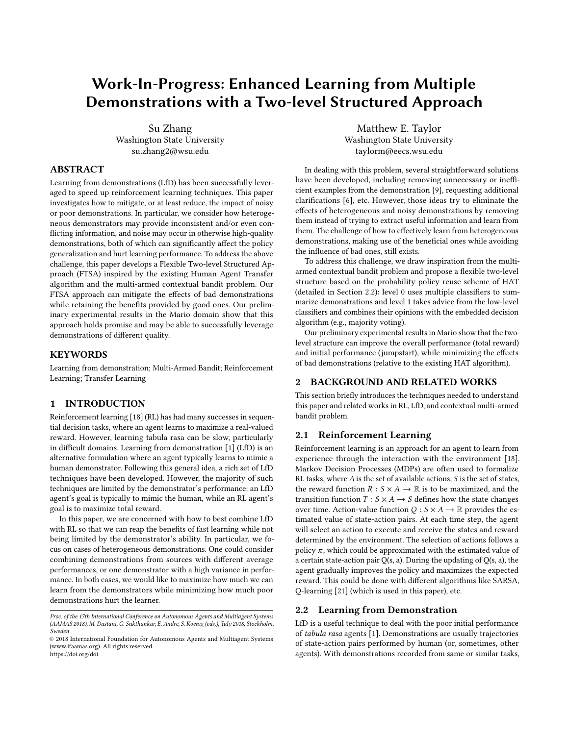# Work-In-Progress: Enhanced Learning from Multiple Demonstrations with a Two-level Structured Approach

Su Zhang
Washington State University
su.zhang2@wsu.edu

Matthew E. Taylor
Washington State University
taylorm@eecs.wsu.edu

## ABSTRACT

Learning from demonstrations (LfD) has been successfully leveraged to speed up reinforcement learning techniques. This paper investigates how to mitigate, or at least reduce, the impact of noisy or poor demonstrations. In particular, we consider how heterogeneous demonstrators may provide inconsistent and/or even conflicting information, and noise may occur in otherwise high-quality demonstrations, both of which can significantly affect the policy generalization and hurt learning performance. To address the above challenge, this paper develops a Flexible Two-level Structured Approach (FTSA) inspired by the existing Human Agent Transfer algorithm and the multi-armed contextual bandit problem. Our FTSA approach can mitigate the effects of bad demonstrations while retaining the benefits provided by good ones. Our preliminary experimental results in the Mario domain show that this approach holds promise and may be able to successfully leverage demonstrations of different quality.

## KEYWORDS

Learning from demonstration; Multi-Armed Bandit; Reinforcement Learning; Transfer Learning

## 1 INTRODUCTION

Reinforcement learning [18] (RL) has had many successes in sequential decision tasks, where an agent learns to maximize a real-valued reward. However, learning tabula rasa can be slow, particularly in difficult domains. Learning from demonstration [1] (LfD) is an alternative formulation where an agent typically learns to mimic a human demonstrator. Following this general idea, a rich set of LfD techniques have been developed. However, the majority of such techniques are limited by the demonstrator's performance: an LfD agent's goal is typically to mimic the human, while an RL agent's goal is to maximize total reward.

In this paper, we are concerned with how to best combine LfD with RL so that we can reap the benefits of fast learning while not being limited by the demonstrator's ability. In particular, we focus on cases of heterogeneous demonstrations. One could consider combining demonstrations from sources with different average performances, or one demonstrator with a high variance in performance. In both cases, we would like to maximize how much we can learn from the demonstrators while minimizing how much poor demonstrations hurt the learner.

*Proc. of the 17th International Conference on Autonomous Agents and Multiagent Systems (AAMAS 2018), M. Dastani, G. Sukthankar, E. Andre, S. Koenig (eds.), July 2018, Stockholm, Sweden*
© 2018 International Foundation for Autonomous Agents and Multiagent Systems (www.ifaamas.org). All rights reserved.
https://doi.org/doi

In dealing with this problem, several straightforward solutions have been developed, including removing unnecessary or inefficient examples from the demonstration [9], requesting additional clarifications [6], etc. However, those ideas try to eliminate the effects of heterogeneous and noisy demonstrations by removing them instead of trying to extract useful information and learn from them. The challenge of how to effectively learn from heterogeneous demonstrations, making use of the beneficial ones while avoiding the influence of bad ones, still exists.

To address this challenge, we draw inspiration from the multi-armed contextual bandit problem and propose a flexible two-level structure based on the probability policy reuse scheme of HAT (detailed in Section 2.2): level 0 uses multiple classifiers to summarize demonstrations and level 1 takes advice from the low-level classifiers and combines their opinions with the embedded decision algorithm (e.g., majority voting).

Our preliminary experimental results in Mario show that the two-level structure can improve the overall performance (total reward) and initial performance (jumpstart), while minimizing the effects of bad demonstrations (relative to the existing HAT algorithm).

## 2 BACKGROUND AND RELATED WORKS

This section briefly introduces the techniques needed to understand this paper and related works in RL, LfD, and contextual multi-armed bandit problem.

### 2.1 Reinforcement Learning

Reinforcement learning is an approach for an agent to learn from experience through the interaction with the environment [18]. Markov Decision Processes (MDPs) are often used to formalize RL tasks, where $A$ is the set of available actions, $S$ is the set of states, the reward function $R : S \times A \rightarrow \mathbb{R}$ is to be maximized, and the transition function $T : S \times A \rightarrow S$ defines how the state changes over time. Action-value function $Q : S \times A \rightarrow \mathbb{R}$ provides the estimated value of state-action pairs. At each time step, the agent will select an action to execute and receive the states and reward determined by the environment. The selection of actions follows a policy $\pi$, which could be approximated with the estimated value of a certain state-action pair Q(s, a). During the updating of Q(s, a), the agent gradually improves the policy and maximizes the expected reward. This could be done with different algorithms like SARSA, Q-learning [21] (which is used in this paper), etc.

### 2.2 Learning from Demonstration

LfD is a useful technique to deal with the poor initial performance of *tabula rasa* agents [1]. Demonstrations are usually trajectories of state-action pairs performed by human (or, sometimes, other agents). With demonstrations recorded from same or similar tasks,